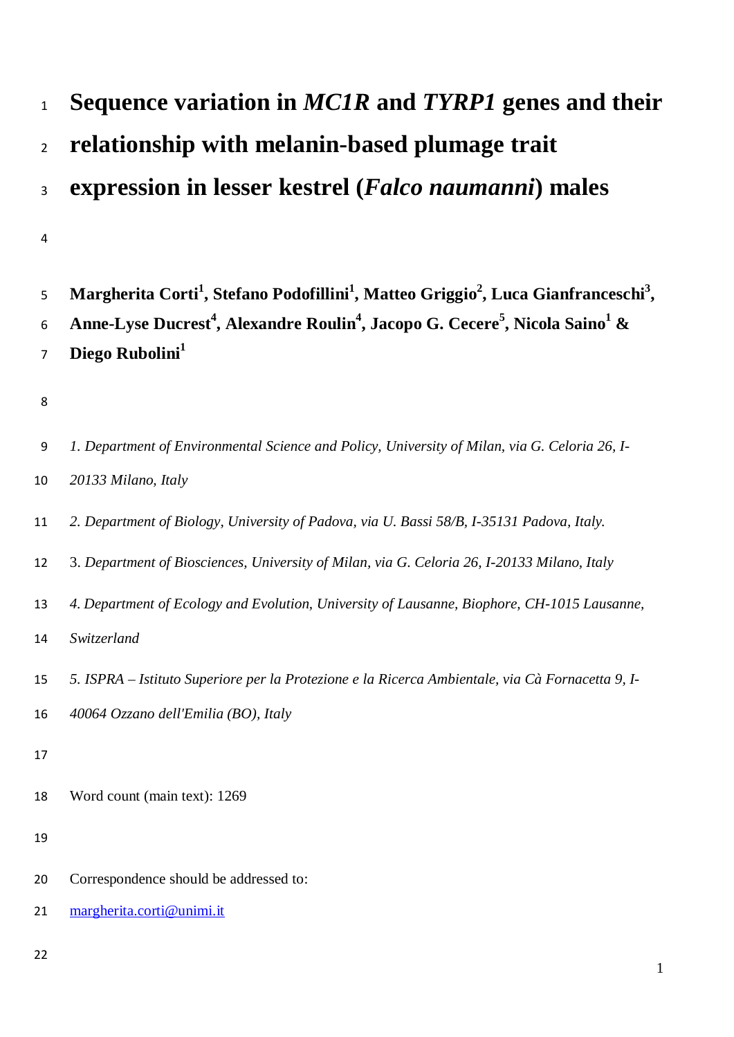# Sequence variation in *MC1R* and *TYRP1* genes and their relationship with melanin-based plumage trait expression in lesser kestrel (*Falco naumanni*) males

**Margherita Corti[1], Stefano Podofillini[1], Matteo Griggio[2], Luca Gianfranceschi[3], Anne-Lyse Ducrest[4], Alexandre Roulin[4], Jacopo G. Cecere[5], Nicola Saino[1] & Diego Rubolini[1]**

*1. Department of Environmental Science and Policy, University of Milan, via G. Celoria 26, I-20133 Milano, Italy*

*2. Department of Biology, University of Padova, via U. Bassi 58/B, I-35131 Padova, Italy.*

3. *Department of Biosciences, University of Milan, via G. Celoria 26, I-20133 Milano, Italy*

*4. Department of Ecology and Evolution, University of Lausanne, Biophore, CH-1015 Lausanne, Switzerland*

*5. ISPRA – Istituto Superiore per la Protezione e la Ricerca Ambientale, via Cà Fornacetta 9, I-40064 Ozzano dell'Emilia (BO), Italy*

Word count (main text): 1269

Correspondence should be addressed to:

margherita.corti@unimi.it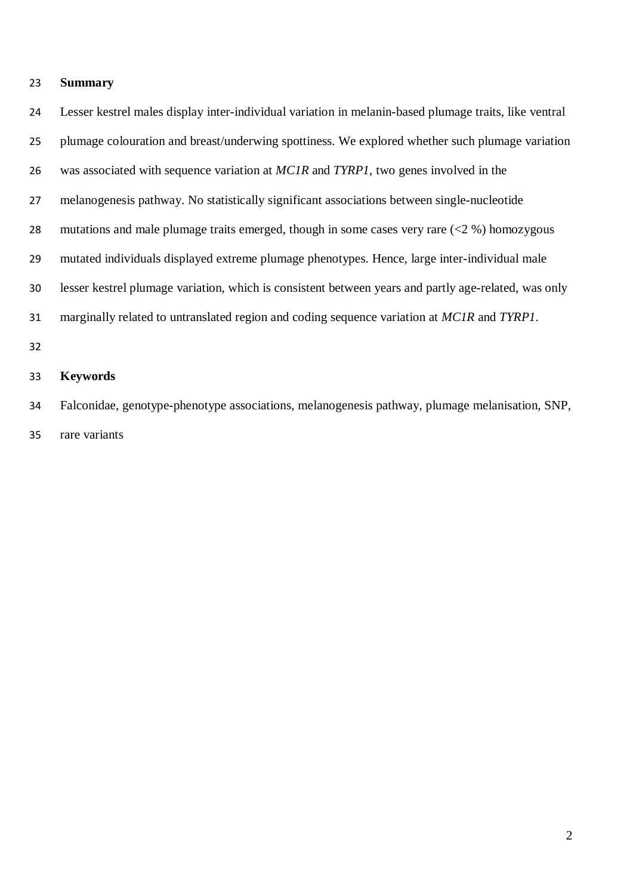## Summary

Lesser kestrel males display inter-individual variation in melanin-based plumage traits, like ventral plumage colouration and breast/underwing spottiness. We explored whether such plumage variation was associated with sequence variation at *MC1R* and *TYRP1*, two genes involved in the melanogenesis pathway. No statistically significant associations between single-nucleotide mutations and male plumage traits emerged, though in some cases very rare (<2 %) homozygous mutated individuals displayed extreme plumage phenotypes. Hence, large inter-individual male lesser kestrel plumage variation, which is consistent between years and partly age-related, was only marginally related to untranslated region and coding sequence variation at *MC1R* and *TYRP1*.

## Keywords

Falconidae, genotype-phenotype associations, melanogenesis pathway, plumage melanisation, SNP, rare variants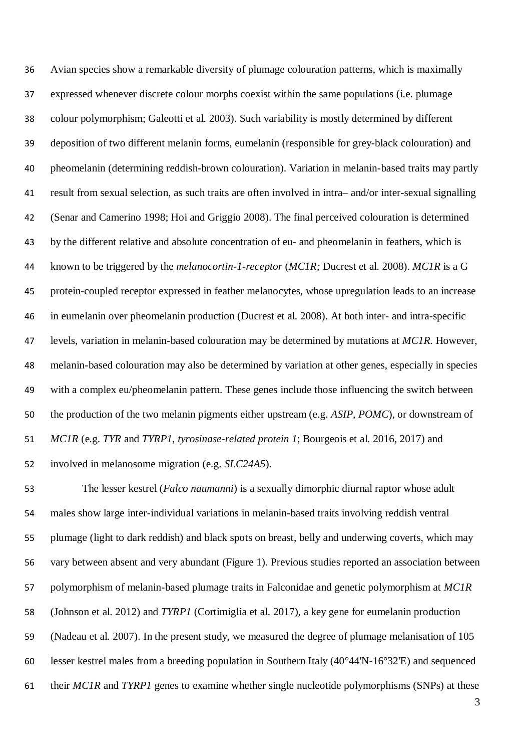Avian species show a remarkable diversity of plumage colouration patterns, which is maximally expressed whenever discrete colour morphs coexist within the same populations (i.e. plumage colour polymorphism; Galeotti et al. 2003). Such variability is mostly determined by different deposition of two different melanin forms, eumelanin (responsible for grey-black colouration) and pheomelanin (determining reddish-brown colouration). Variation in melanin-based traits may partly result from sexual selection, as such traits are often involved in intra– and/or inter-sexual signalling (Senar and Camerino 1998; Hoi and Griggio 2008). The final perceived colouration is determined by the different relative and absolute concentration of eu- and pheomelanin in feathers, which is known to be triggered by the *melanocortin-1-receptor* (*MC1R;* Ducrest et al. 2008). *MC1R* is a G protein-coupled receptor expressed in feather melanocytes, whose upregulation leads to an increase in eumelanin over pheomelanin production (Ducrest et al. 2008). At both inter- and intra-specific levels, variation in melanin-based colouration may be determined by mutations at *MC1R*. However, melanin-based colouration may also be determined by variation at other genes, especially in species with a complex eu/pheomelanin pattern. These genes include those influencing the switch between the production of the two melanin pigments either upstream (e.g. *ASIP*, *POMC*), or downstream of *MC1R* (e.g. *TYR* and *TYRP1*, *tyrosinase-related protein 1*; Bourgeois et al. 2016, 2017) and involved in melanosome migration (e.g. *SLC24A5*).

The lesser kestrel (*Falco naumanni*) is a sexually dimorphic diurnal raptor whose adult males show large inter-individual variations in melanin-based traits involving reddish ventral plumage (light to dark reddish) and black spots on breast, belly and underwing coverts, which may vary between absent and very abundant (Figure 1). Previous studies reported an association between polymorphism of melanin-based plumage traits in Falconidae and genetic polymorphism at *MC1R* (Johnson et al. 2012) and *TYRP1* (Cortimiglia et al. 2017), a key gene for eumelanin production (Nadeau et al. 2007). In the present study, we measured the degree of plumage melanisation of 105 lesser kestrel males from a breeding population in Southern Italy (40°44'N-16°32'E) and sequenced their *MC1R* and *TYRP1* genes to examine whether single nucleotide polymorphisms (SNPs) at these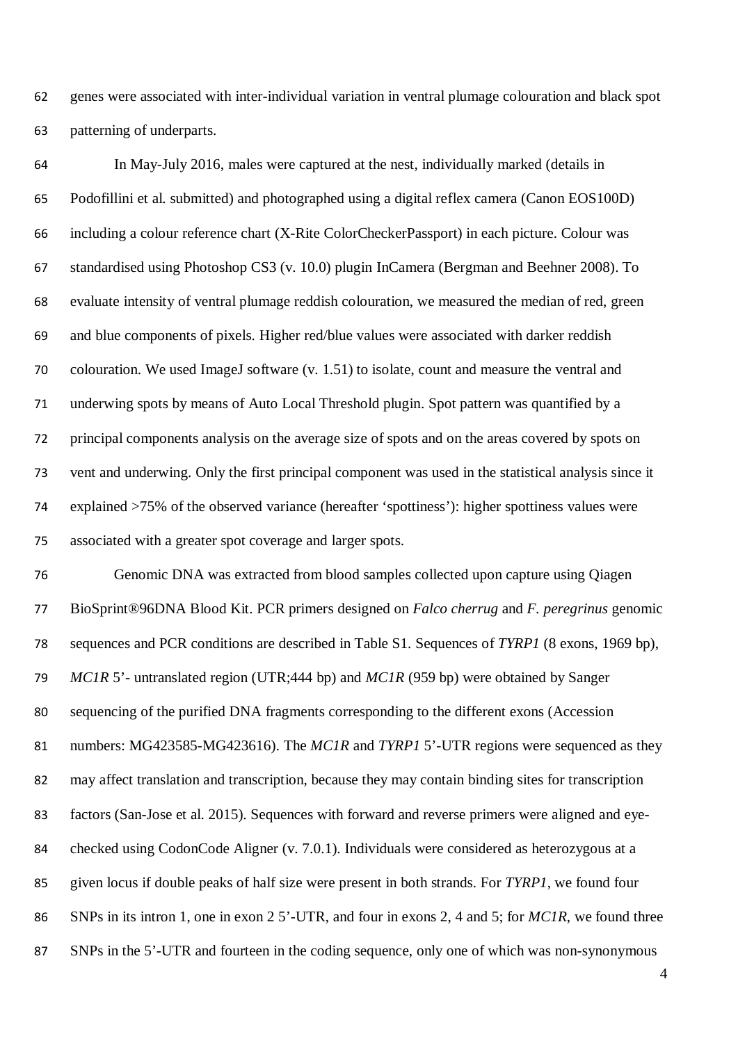genes were associated with inter-individual variation in ventral plumage colouration and black spot patterning of underparts.

In May-July 2016, males were captured at the nest, individually marked (details in Podofillini et al. submitted) and photographed using a digital reflex camera (Canon EOS100D) including a colour reference chart (X-Rite ColorCheckerPassport) in each picture. Colour was standardised using Photoshop CS3 (v. 10.0) plugin InCamera (Bergman and Beehner 2008). To evaluate intensity of ventral plumage reddish colouration, we measured the median of red, green and blue components of pixels. Higher red/blue values were associated with darker reddish colouration. We used ImageJ software (v. 1.51) to isolate, count and measure the ventral and underwing spots by means of Auto Local Threshold plugin. Spot pattern was quantified by a principal components analysis on the average size of spots and on the areas covered by spots on vent and underwing. Only the first principal component was used in the statistical analysis since it explained >75% of the observed variance (hereafter 'spottiness'): higher spottiness values were associated with a greater spot coverage and larger spots.

Genomic DNA was extracted from blood samples collected upon capture using Qiagen BioSprint®96DNA Blood Kit. PCR primers designed on *Falco cherrug* and *F. peregrinus* genomic sequences and PCR conditions are described in Table S1. Sequences of *TYRP1* (8 exons, 1969 bp), *MC1R* 5'- untranslated region (UTR;444 bp) and *MC1R* (959 bp) were obtained by Sanger sequencing of the purified DNA fragments corresponding to the different exons (Accession numbers: MG423585-MG423616). The *MC1R* and *TYRP1* 5'-UTR regions were sequenced as they may affect translation and transcription, because they may contain binding sites for transcription factors (San-Jose et al. 2015). Sequences with forward and reverse primers were aligned and eye-checked using CodonCode Aligner (v. 7.0.1). Individuals were considered as heterozygous at a given locus if double peaks of half size were present in both strands. For *TYRP1*, we found four SNPs in its intron 1, one in exon 2 5'-UTR, and four in exons 2, 4 and 5; for *MC1R*, we found three SNPs in the 5'-UTR and fourteen in the coding sequence, only one of which was non-synonymous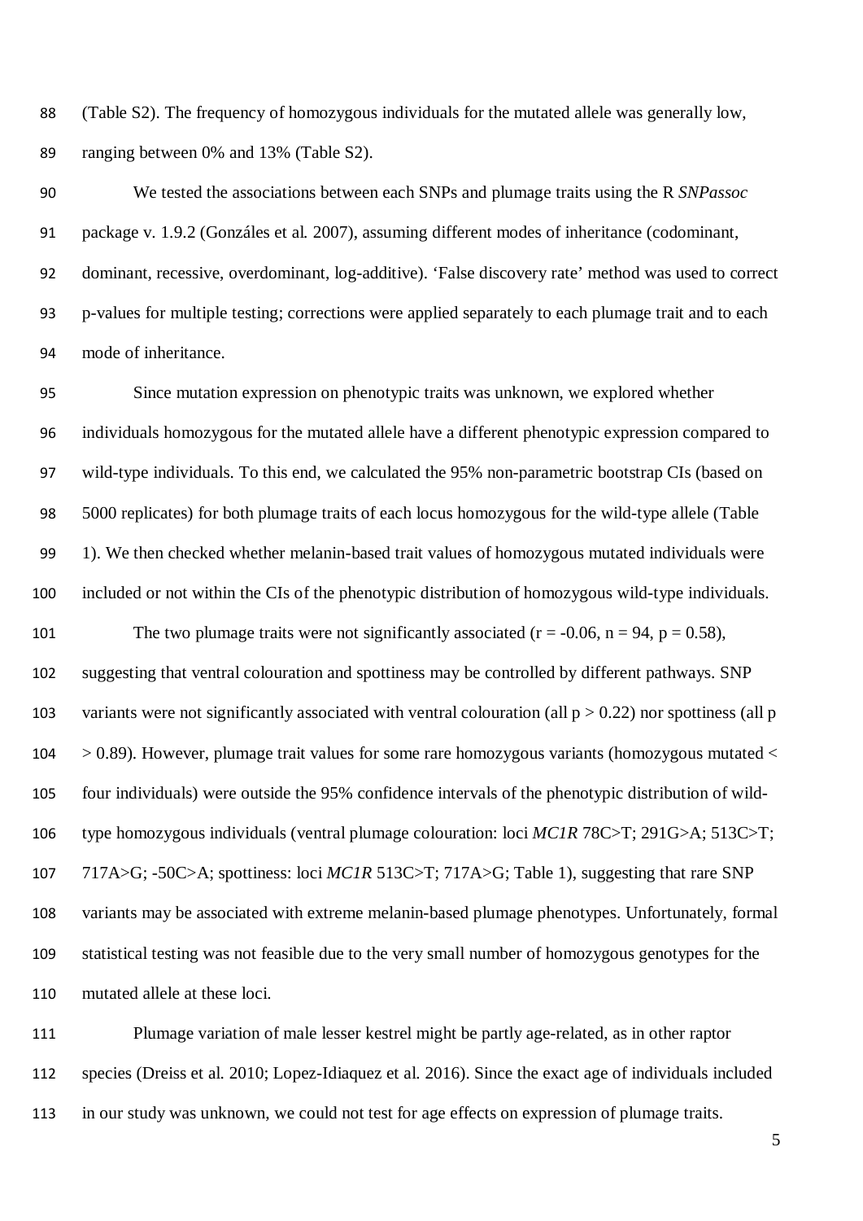(Table S2). The frequency of homozygous individuals for the mutated allele was generally low, ranging between 0% and 13% (Table S2).

We tested the associations between each SNPs and plumage traits using the R *SNPassoc* package v. 1.9.2 (Gonzáles et al. 2007), assuming different modes of inheritance (codominant, dominant, recessive, overdominant, log-additive). 'False discovery rate' method was used to correct p-values for multiple testing; corrections were applied separately to each plumage trait and to each mode of inheritance.

Since mutation expression on phenotypic traits was unknown, we explored whether individuals homozygous for the mutated allele have a different phenotypic expression compared to wild-type individuals. To this end, we calculated the 95% non-parametric bootstrap CIs (based on 5000 replicates) for both plumage traits of each locus homozygous for the wild-type allele (Table 1). We then checked whether melanin-based trait values of homozygous mutated individuals were included or not within the CIs of the phenotypic distribution of homozygous wild-type individuals.

The two plumage traits were not significantly associated ($r = -0.06$, $n = 94$, $p = 0.58$), suggesting that ventral colouration and spottiness may be controlled by different pathways. SNP variants were not significantly associated with ventral colouration (all $p > 0.22$) nor spottiness (all $p > 0.89$). However, plumage trait values for some rare homozygous variants (homozygous mutated < four individuals) were outside the 95% confidence intervals of the phenotypic distribution of wild-type homozygous individuals (ventral plumage colouration: loci *MC1R* 78C>T; 291G>A; 513C>T; 717A>G; -50C>A; spottiness: loci *MC1R* 513C>T; 717A>G; Table 1), suggesting that rare SNP variants may be associated with extreme melanin-based plumage phenotypes. Unfortunately, formal statistical testing was not feasible due to the very small number of homozygous genotypes for the mutated allele at these loci.

Plumage variation of male lesser kestrel might be partly age-related, as in other raptor species (Dreiss et al. 2010; Lopez-Idiaquez et al. 2016). Since the exact age of individuals included in our study was unknown, we could not test for age effects on expression of plumage traits.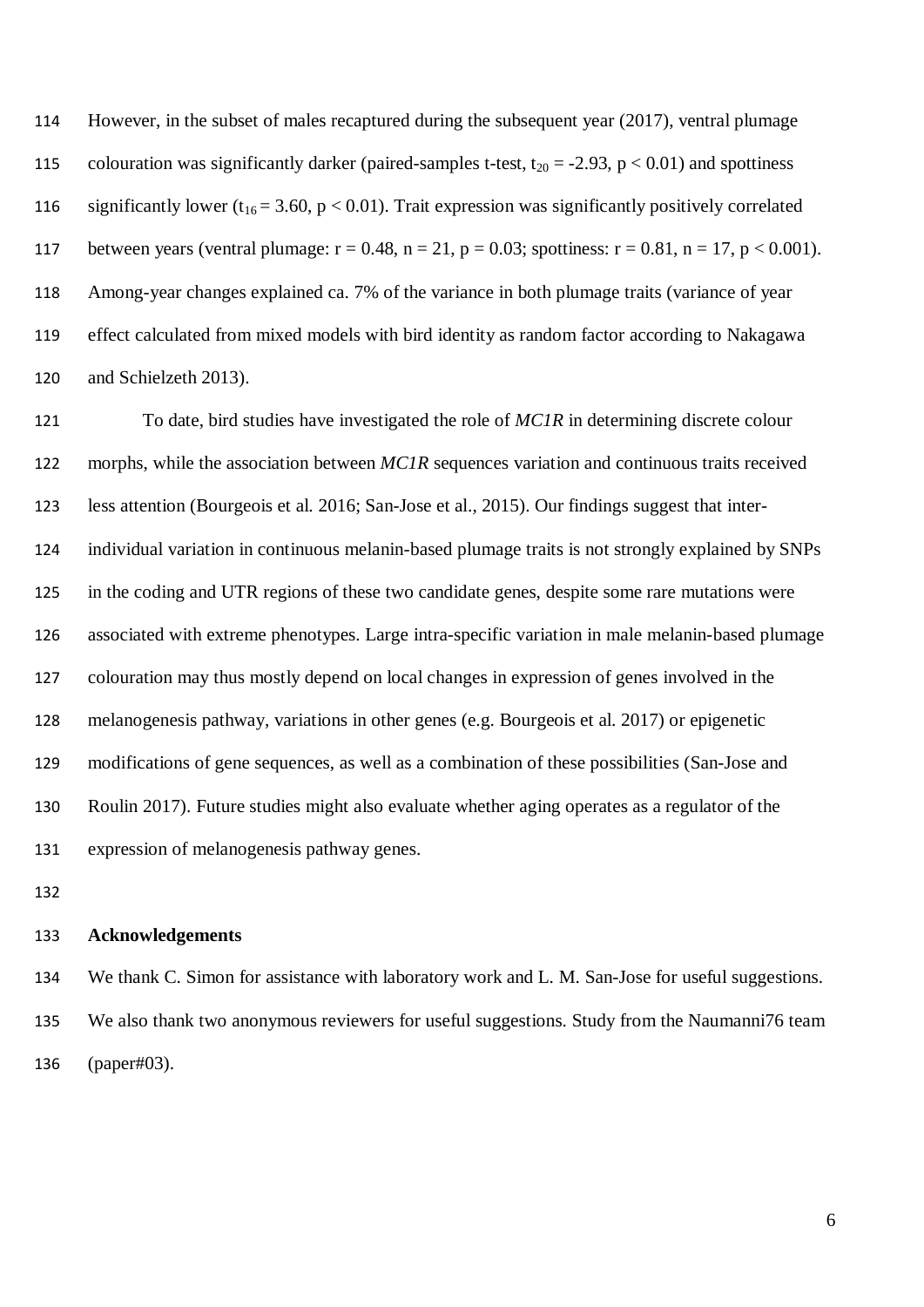However, in the subset of males recaptured during the subsequent year (2017), ventral plumage colouration was significantly darker (paired-samples t-test, $t_{20} = -2.93$, $p < 0.01$) and spottiness significantly lower ($t_{16} = 3.60$, $p < 0.01$). Trait expression was significantly positively correlated between years (ventral plumage: $r = 0.48$, $n = 21$, $p = 0.03$; spottiness: $r = 0.81$, $n = 17$, $p < 0.001$). Among-year changes explained ca. 7% of the variance in both plumage traits (variance of year effect calculated from mixed models with bird identity as random factor according to Nakagawa and Schielzeth 2013).

To date, bird studies have investigated the role of *MC1R* in determining discrete colour morphs, while the association between *MC1R* sequences variation and continuous traits received less attention (Bourgeois et al. 2016; San-Jose et al., 2015). Our findings suggest that inter-individual variation in continuous melanin-based plumage traits is not strongly explained by SNPs in the coding and UTR regions of these two candidate genes, despite some rare mutations were associated with extreme phenotypes. Large intra-specific variation in male melanin-based plumage colouration may thus mostly depend on local changes in expression of genes involved in the melanogenesis pathway, variations in other genes (e.g. Bourgeois et al. 2017) or epigenetic modifications of gene sequences, as well as a combination of these possibilities (San-Jose and Roulin 2017). Future studies might also evaluate whether aging operates as a regulator of the expression of melanogenesis pathway genes.

## Acknowledgements

We thank C. Simon for assistance with laboratory work and L. M. San-Jose for useful suggestions. We also thank two anonymous reviewers for useful suggestions. Study from the Naumanni76 team (paper#03).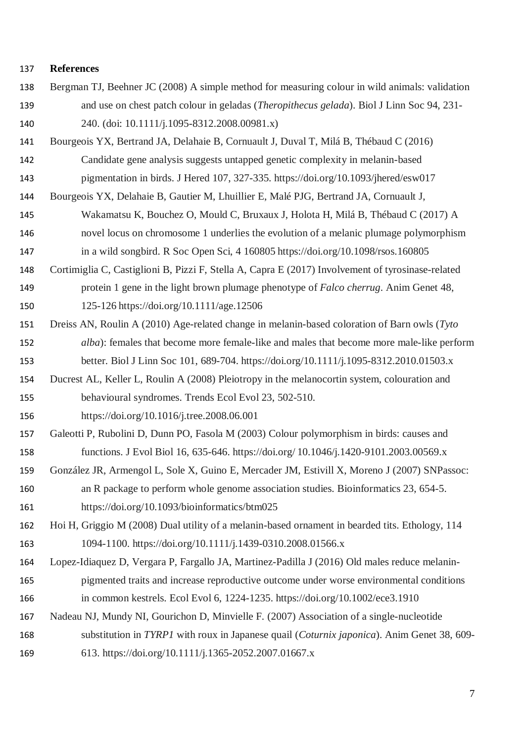## References

Bergman TJ, Beehner JC (2008) A simple method for measuring colour in wild animals: validation and use on chest patch colour in geladas (*Theropithecus gelada*). Biol J Linn Soc 94, 231-240. (doi: 10.1111/j.1095-8312.2008.00981.x)

Bourgeois YX, Bertrand JA, Delahaie B, Cornuault J, Duval T, Milá B, Thébaud C (2016) Candidate gene analysis suggests untapped genetic complexity in melanin-based pigmentation in birds. J Hered 107, 327-335. https://doi.org/10.1093/jhered/esw017

Bourgeois YX, Delahaie B, Gautier M, Lhuillier E, Malé PJG, Bertrand JA, Cornuault J, Wakamatsu K, Bouchez O, Mould C, Bruxaux J, Holota H, Milá B, Thébaud C (2017) A novel locus on chromosome 1 underlies the evolution of a melanic plumage polymorphism in a wild songbird. R Soc Open Sci, 4 160805 https://doi.org/10.1098/rsos.160805

Cortimiglia C, Castiglioni B, Pizzi F, Stella A, Capra E (2017) Involvement of tyrosinase-related protein 1 gene in the light brown plumage phenotype of *Falco cherrug*. Anim Genet 48, 125-126 https://doi.org/10.1111/age.12506

Dreiss AN, Roulin A (2010) Age-related change in melanin-based coloration of Barn owls (*Tyto alba*): females that become more female-like and males that become more male-like perform better. Biol J Linn Soc 101, 689-704. https://doi.org/10.1111/j.1095-8312.2010.01503.x

Ducrest AL, Keller L, Roulin A (2008) Pleiotropy in the melanocortin system, colouration and behavioural syndromes. Trends Ecol Evol 23, 502-510. https://doi.org/10.1016/j.tree.2008.06.001

Galeotti P, Rubolini D, Dunn PO, Fasola M (2003) Colour polymorphism in birds: causes and functions. J Evol Biol 16, 635-646. https://doi.org/ 10.1046/j.1420-9101.2003.00569.x

González JR, Armengol L, Sole X, Guino E, Mercader JM, Estivill X, Moreno J (2007) SNPassoc: an R package to perform whole genome association studies. Bioinformatics 23, 654-5. https://doi.org/10.1093/bioinformatics/btm025

Hoi H, Griggio M (2008) Dual utility of a melanin-based ornament in bearded tits. Ethology, 114 1094-1100. https://doi.org/10.1111/j.1439-0310.2008.01566.x

Lopez-Idiaquez D, Vergara P, Fargallo JA, Martinez-Padilla J (2016) Old males reduce melanin-pigmented traits and increase reproductive outcome under worse environmental conditions in common kestrels. Ecol Evol 6, 1224-1235. https://doi.org/10.1002/ece3.1910

Nadeau NJ, Mundy NI, Gourichon D, Minvielle F. (2007) Association of a single-nucleotide substitution in *TYRP1* with roux in Japanese quail (*Coturnix japonica*). Anim Genet 38, 609-613. https://doi.org/10.1111/j.1365-2052.2007.01667.x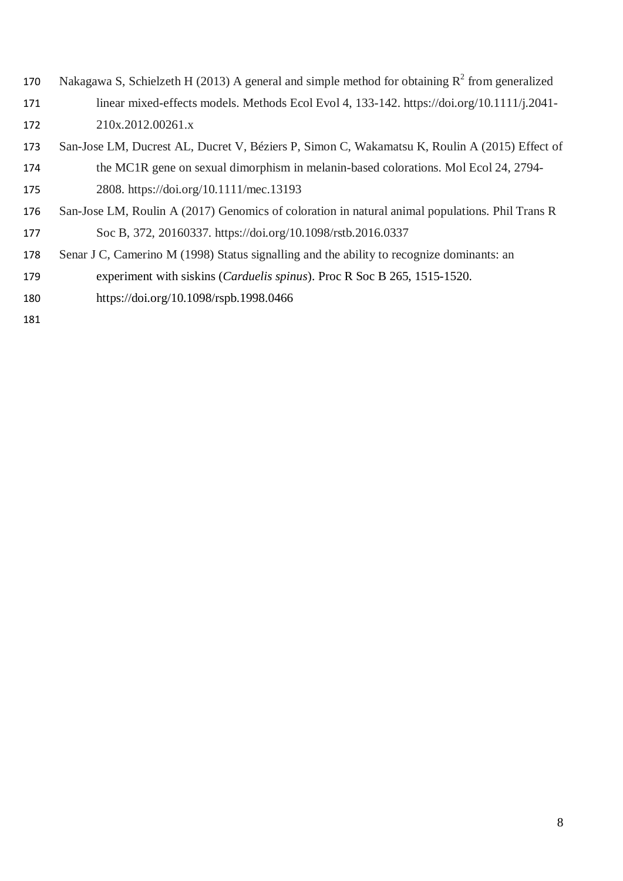Nakagawa S, Schielzeth H (2013) A general and simple method for obtaining $R^2$ from generalized linear mixed-effects models. Methods Ecol Evol 4, 133-142. https://doi.org/10.1111/j.2041-210x.2012.00261.x

San-Jose LM, Ducrest AL, Ducret V, Béziers P, Simon C, Wakamatsu K, Roulin A (2015) Effect of the MC1R gene on sexual dimorphism in melanin-based colorations. Mol Ecol 24, 2794-2808. https://doi.org/10.1111/mec.13193

San-Jose LM, Roulin A (2017) Genomics of coloration in natural animal populations. Phil Trans R Soc B, 372, 20160337. https://doi.org/10.1098/rstb.2016.0337

Senar J C, Camerino M (1998) Status signalling and the ability to recognize dominants: an experiment with siskins (*Carduelis spinus*). Proc R Soc B 265, 1515-1520. https://doi.org/10.1098/rspb.1998.0466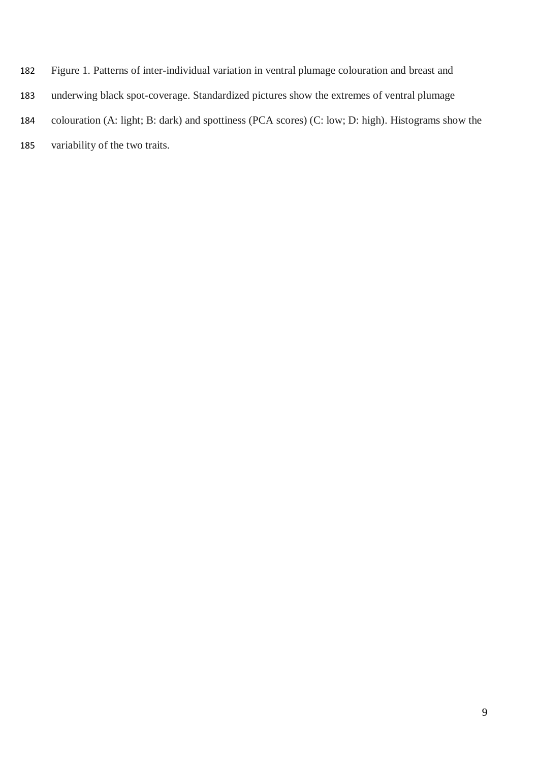Figure 1. Patterns of inter-individual variation in ventral plumage colouration and breast and underwing black spot-coverage. Standardized pictures show the extremes of ventral plumage colouration (A: light; B: dark) and spottiness (PCA scores) (C: low; D: high). Histograms show the variability of the two traits.